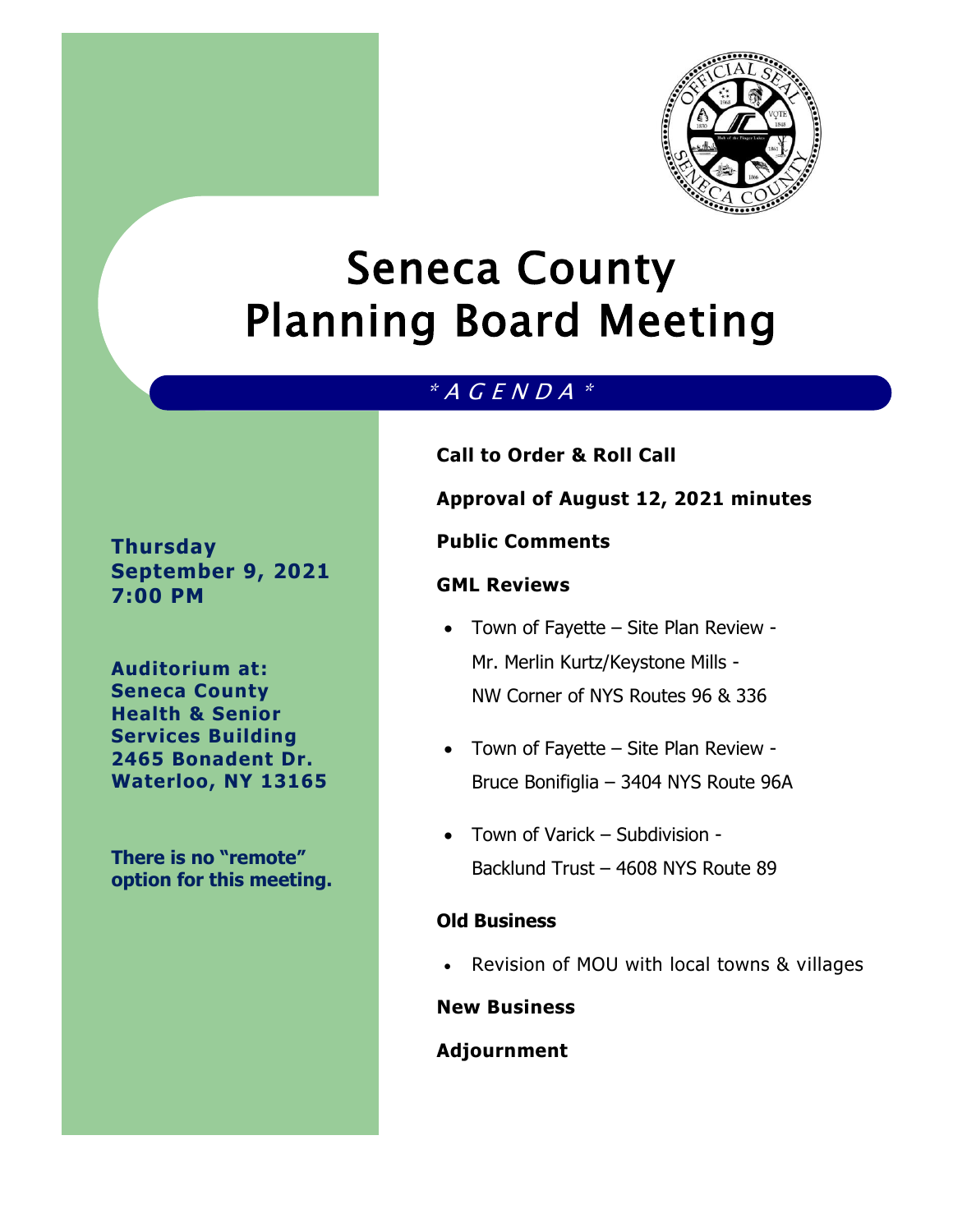# Seneca County Planning Board Meeting

## * A G E N D A *

**Thursday**
**September 9, 2021**
**7:00 PM**

**Auditorium at:**
**Seneca County**
**Health & Senior**
**Services Building**
**2465 Bonadent Dr.**
**Waterloo, NY 13165**

**There is no "remote" option for this meeting.**

**Call to Order & Roll Call**

**Approval of August 12, 2021 minutes**

**Public Comments**

**GML Reviews**

- Town of Fayette – Site Plan Review - Mr. Merlin Kurtz/Keystone Mills - NW Corner of NYS Routes 96 & 336
- Town of Fayette – Site Plan Review - Bruce Bonifiglia – 3404 NYS Route 96A
- Town of Varick – Subdivision - Backlund Trust – 4608 NYS Route 89

**Old Business**

- Revision of MOU with local towns & villages

**New Business**

**Adjournment**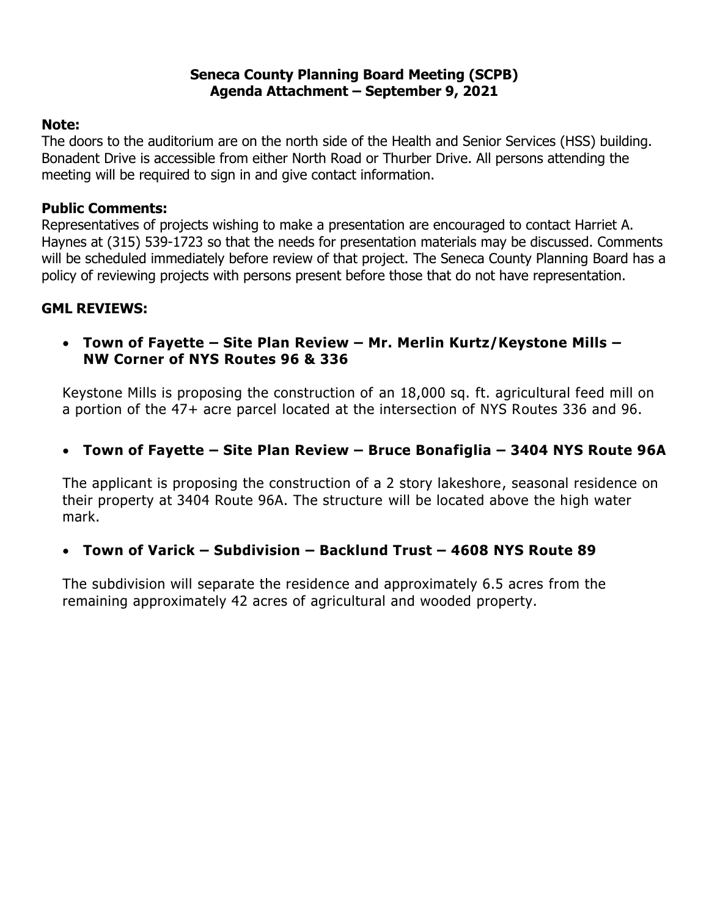**Seneca County Planning Board Meeting (SCPB)**
**Agenda Attachment – September 9, 2021**

### Note:

The doors to the auditorium are on the north side of the Health and Senior Services (HSS) building. Bonadent Drive is accessible from either North Road or Thurber Drive. All persons attending the meeting will be required to sign in and give contact information.

### Public Comments:

Representatives of projects wishing to make a presentation are encouraged to contact Harriet A. Haynes at (315) 539-1723 so that the needs for presentation materials may be discussed. Comments will be scheduled immediately before review of that project. The Seneca County Planning Board has a policy of reviewing projects with persons present before those that do not have representation.

### GML REVIEWS:

- **Town of Fayette – Site Plan Review – Mr. Merlin Kurtz/Keystone Mills – NW Corner of NYS Routes 96 & 336**

  Keystone Mills is proposing the construction of an 18,000 sq. ft. agricultural feed mill on a portion of the 47+ acre parcel located at the intersection of NYS Routes 336 and 96.

- **Town of Fayette – Site Plan Review – Bruce Bonafiglia – 3404 NYS Route 96A**

  The applicant is proposing the construction of a 2 story lakeshore, seasonal residence on their property at 3404 Route 96A. The structure will be located above the high water mark.

- **Town of Varick – Subdivision – Backlund Trust – 4608 NYS Route 89**

  The subdivision will separate the residence and approximately 6.5 acres from the remaining approximately 42 acres of agricultural and wooded property.